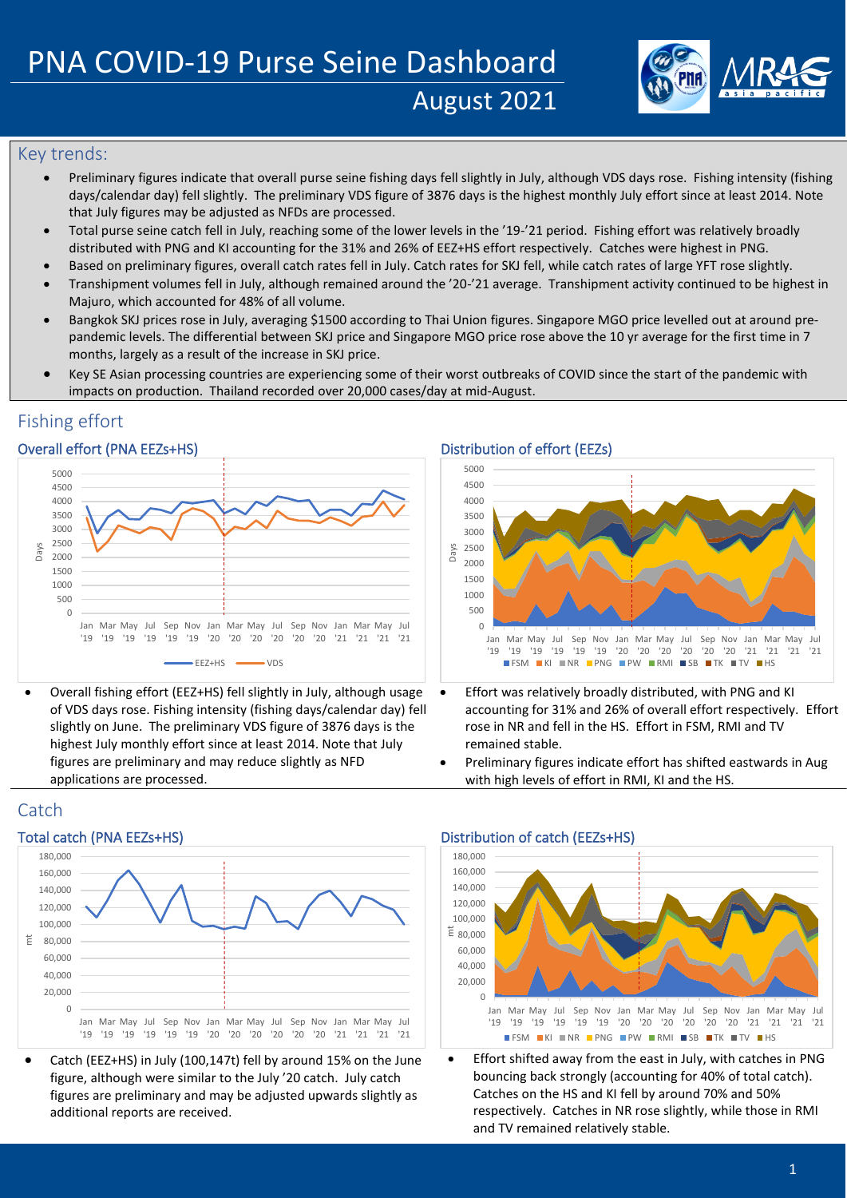# PNA COVID-19 Purse Seine Dashboard

## August 2021

## Key trends:

- Preliminary figures indicate that overall purse seine fishing days fell slightly in July, although VDS days rose. Fishing intensity (fishing days/calendar day) fell slightly. The preliminary VDS figure of 3876 days is the highest monthly July effort since at least 2014. Note that July figures may be adjusted as NFDs are processed.
- Total purse seine catch fell in July, reaching some of the lower levels in the '19-'21 period. Fishing effort was relatively broadly distributed with PNG and KI accounting for the 31% and 26% of EEZ+HS effort respectively. Catches were highest in PNG.
- Based on preliminary figures, overall catch rates fell in July. Catch rates for SKJ fell, while catch rates of large YFT rose slightly.
- Transhipment volumes fell in July, although remained around the '20-'21 average. Transhipment activity continued to be highest in Majuro, which accounted for 48% of all volume.
- Bangkok SKJ prices rose in July, averaging $1500 according to Thai Union figures. Singapore MGO price levelled out at around pre-pandemic levels. The differential between SKJ price and Singapore MGO price rose above the 10 yr average for the first time in 7 months, largely as a result of the increase in SKJ price.
- Key SE Asian processing countries are experiencing some of their worst outbreaks of COVID since the start of the pandemic with impacts on production. Thailand recorded over 20,000 cases/day at mid-August.

## Fishing effort

### Overall effort (PNA EEZs+HS)

- Overall fishing effort (EEZ+HS) fell slightly in July, although usage of VDS days rose. Fishing intensity (fishing days/calendar day) fell slightly on June. The preliminary VDS figure of 3876 days is the highest July monthly effort since at least 2014. Note that July figures are preliminary and may reduce slightly as NFD applications are processed.

### Distribution of effort (EEZs)

- Effort was relatively broadly distributed, with PNG and KI accounting for 31% and 26% of overall effort respectively. Effort rose in NR and fell in the HS. Effort in FSM, RMI and TV remained stable.
- Preliminary figures indicate effort has shifted eastwards in Aug with high levels of effort in RMI, KI and the HS.

## Catch

### Total catch (PNA EEZs+HS)

- Catch (EEZ+HS) in July (100,147t) fell by around 15% on the June figure, although were similar to the July '20 catch. July catch figures are preliminary and may be adjusted upwards slightly as additional reports are received.

### Distribution of catch (EEZs+HS)

- Effort shifted away from the east in July, with catches in PNG bouncing back strongly (accounting for 40% of total catch). Catches on the HS and KI fell by around 70% and 50% respectively. Catches in NR rose slightly, while those in RMI and TV remained relatively stable.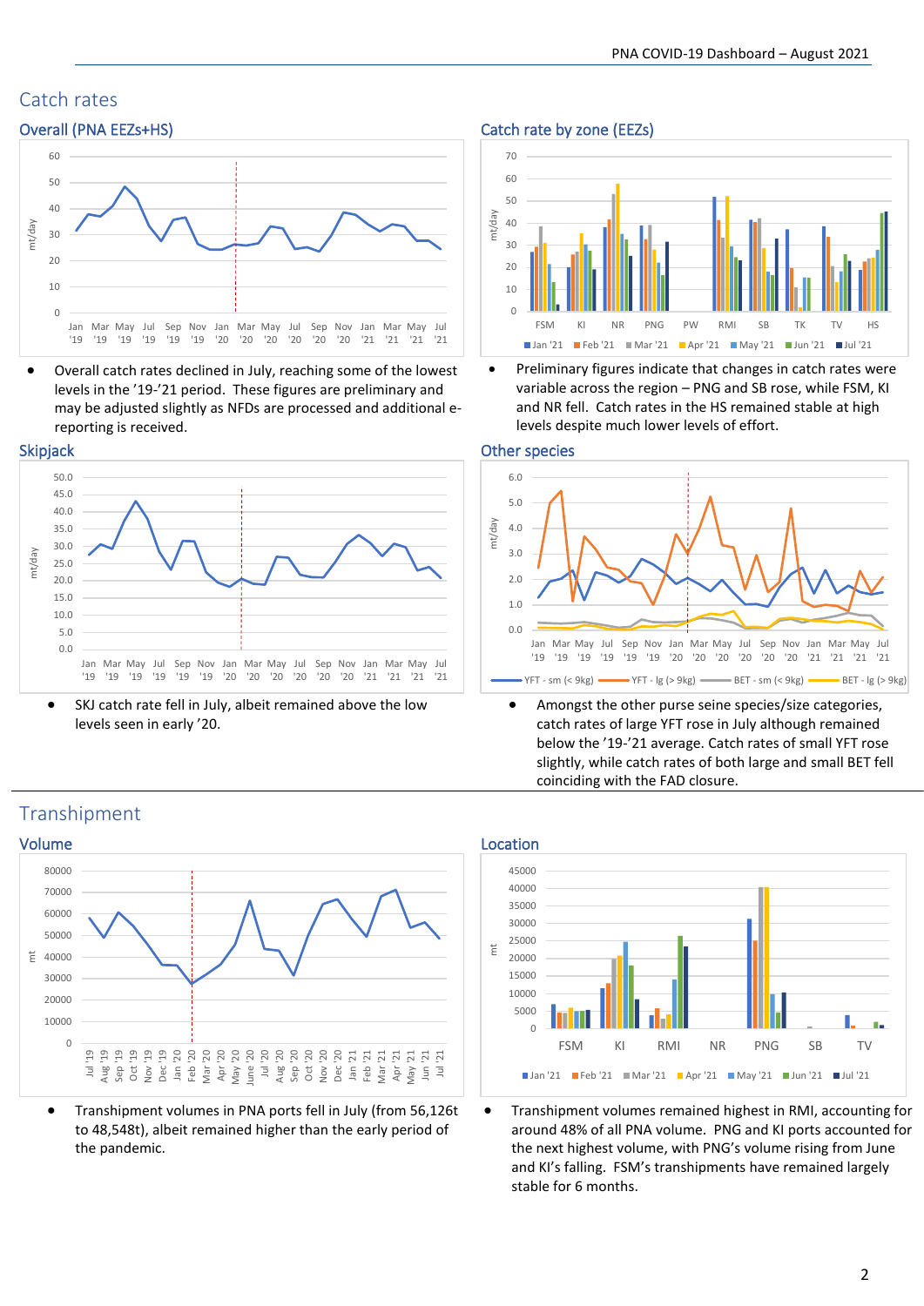# Catch rates

## Overall (PNA EEZs+HS)

- Overall catch rates declined in July, reaching some of the lowest levels in the '19-'21 period. These figures are preliminary and may be adjusted slightly as NFDs are processed and additional e-reporting is received.

## Catch rate by zone (EEZs)

- Preliminary figures indicate that changes in catch rates were variable across the region – PNG and SB rose, while FSM, KI and NR fell. Catch rates in the HS remained stable at high levels despite much lower levels of effort.

## Skipjack

- SKJ catch rate fell in July, albeit remained above the low levels seen in early '20.

## Other species

- Amongst the other purse seine species/size categories, catch rates of large YFT rose in July although remained below the '19-'21 average. Catch rates of small YFT rose slightly, while catch rates of both large and small BET fell coinciding with the FAD closure.

# Transhipment

## Volume

- Transhipment volumes in PNA ports fell in July (from 56,126t to 48,548t), albeit remained higher than the early period of the pandemic.

## Location

- Transhipment volumes remained highest in RMI, accounting for around 48% of all PNA volume. PNG and KI ports accounted for the next highest volume, with PNG's volume rising from June and KI's falling. FSM's transhipments have remained largely stable for 6 months.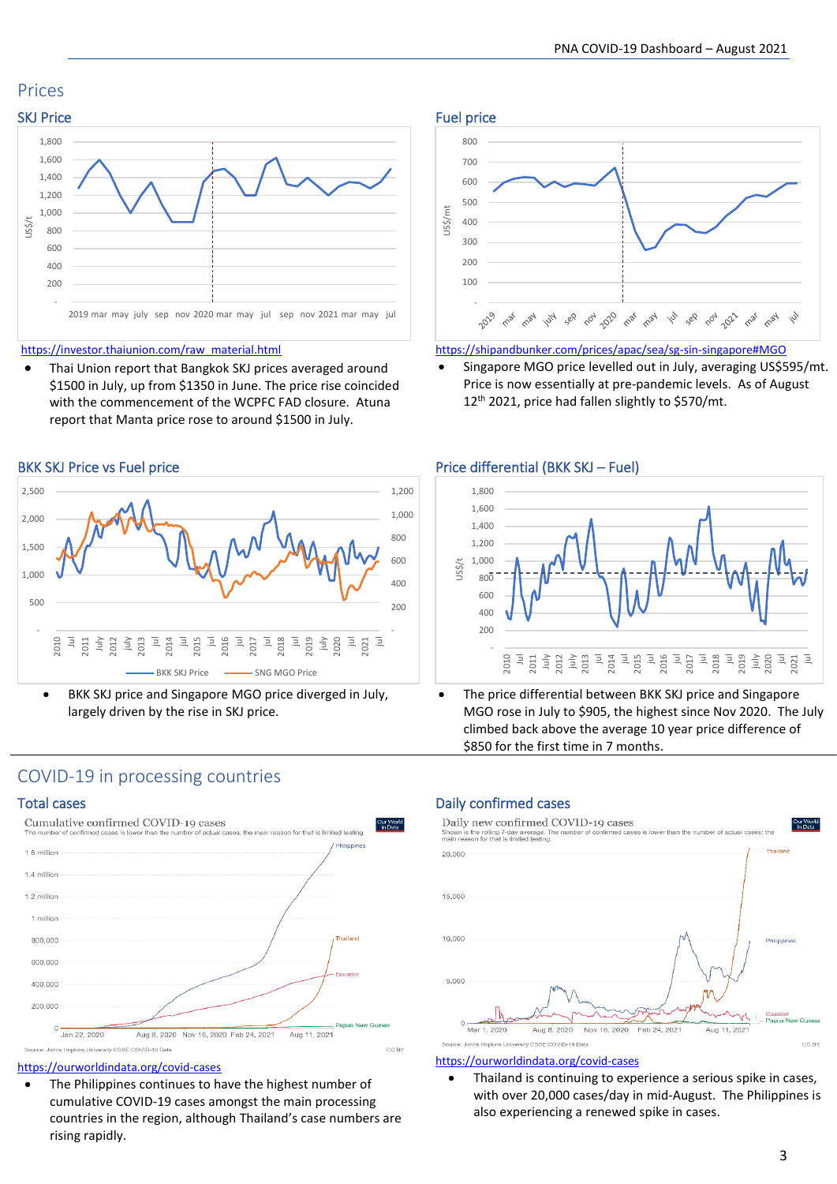## Prices

### SKJ Price

[https://investor.thaiunion.com/raw_material.html](https://investor.thaiunion.com/raw_material.html)

- Thai Union report that Bangkok SKJ prices averaged around $1500 in July, up from $1350 in June. The price rise coincided with the commencement of the WCPFC FAD closure. Atuna report that Manta price rose to around $1500 in July.

### Fuel price

[https://shipandbunker.com/prices/apac/sea/sg-sin-singapore#MGO](https://shipandbunker.com/prices/apac/sea/sg-sin-singapore#MGO)

- Singapore MGO price levelled out in July, averaging US$595/mt. Price is now essentially at pre-pandemic levels. As of August 12th 2021, price had fallen slightly to $570/mt.

### BKK SKJ Price vs Fuel price

- BKK SKJ price and Singapore MGO price diverged in July, largely driven by the rise in SKJ price.

### Price differential (BKK SKJ – Fuel)

- The price differential between BKK SKJ price and Singapore MGO price rose in July to $905, the highest since Nov 2020. The July climbed back above the average 10 year price difference of $850 for the first time in 7 months.

## COVID-19 in processing countries

### Total cases

[https://ourworldindata.org/covid-cases](https://ourworldindata.org/covid-cases)

- The Philippines continues to have the highest number of cumulative COVID-19 cases amongst the main processing countries in the region, although Thailand's case numbers are rising rapidly.

### Daily confirmed cases

[https://ourworldindata.org/covid-cases](https://ourworldindata.org/covid-cases)

- Thailand is continuing to experience a serious spike in cases, with over 20,000 cases/day in mid-August. The Philippines is also experiencing a renewed spike in cases.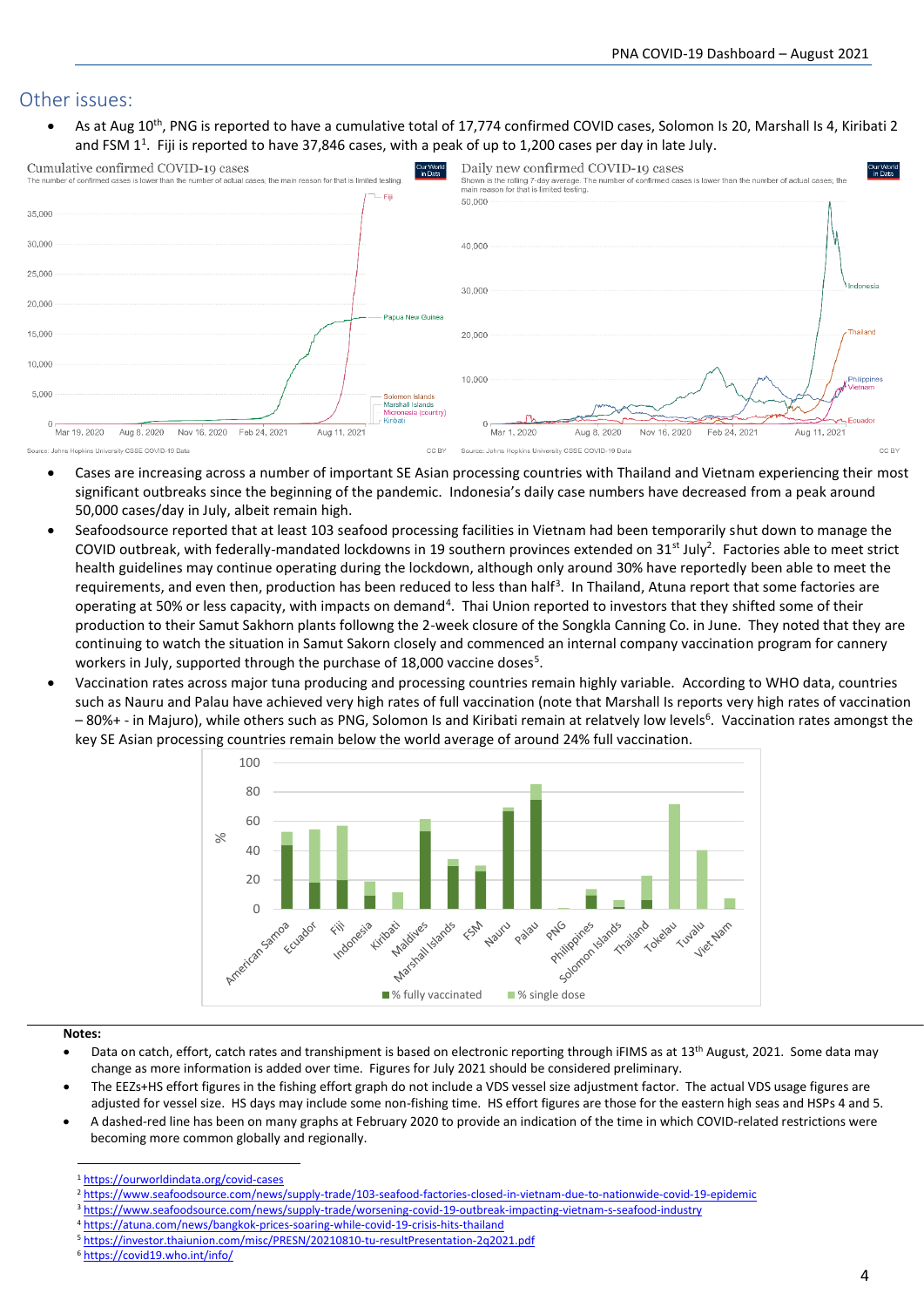## Other issues:

- As at Aug 10th, PNG is reported to have a cumulative total of 17,774 confirmed COVID cases, Solomon Is 20, Marshall Is 4, Kiribati 2 and FSM 1[1]. Fiji is reported to have 37,846 cases, with a peak of up to 1,200 cases per day in late July.

Cumulative confirmed COVID-19 cases
The number of confirmed cases is lower than the number of actual cases; the main reason for that is limited testing.
35,000
30,000
25,000
20,000
15,000
10,000
5,000
0
Mar 19, 2020 Aug 8, 2020 Nov 16, 2020 Feb 24, 2021 Aug 11, 2021
Fiji
Papua New Guinea
Solomon Islands
Marshall Islands
Micronesia (country)
Kiribati
Source: Johns Hopkins University CSSE COVID-19 Data
CC BY

Daily new confirmed COVID-19 cases
Shown is the rolling 7-day average. The number of confirmed cases is lower than the number of actual cases; the main reason for that is limited testing.
50,000
40,000
30,000
20,000
10,000
0
Mar 1, 2020 Aug 8, 2020 Nov 16, 2020 Feb 24, 2021 Aug 11, 2021
Indonesia
Thailand
Philippines
Vietnam
Ecuador
Source: Johns Hopkins University CSSE COVID-19 Data
CC BY

- Cases are increasing across a number of important SE Asian processing countries with Thailand and Vietnam experiencing their most significant outbreaks since the beginning of the pandemic. Indonesia's daily case numbers have decreased from a peak around 50,000 cases/day in July, albeit remain high.
- Seafoodsource reported that at least 103 seafood processing facilities in Vietnam had been temporarily shut down to manage the COVID outbreak, with federally-mandated lockdowns in 19 southern provinces extended on 31st July[2]. Factories able to meet strict health guidelines may continue operating during the lockdown, although only around 30% have reportedly been able to meet the requirements, and even then, production has been reduced to less than half[3]. In Thailand, Atuna report that some factories are operating at 50% or less capacity, with impacts on demand[4]. Thai Union reported to investors that they shifted some of their production to their Samut Sakhorn plants followng the 2-week closure of the Songkla Canning Co. in June. They noted that they are continuing to watch the situation in Samut Sakorn closely and commenced an internal company vaccination program for cannery workers in July, supported through the purchase of 18,000 vaccine doses[5].
- Vaccination rates across major tuna producing and processing countries remain highly variable. According to WHO data, countries such as Nauru and Palau have achieved very high rates of full vaccination (note that Marshall Is reports very high rates of vaccination – 80%+ - in Majuro), while others such as PNG, Solomon Is and Kiribati remain at relatvely low levels[6]. Vaccination rates amongst the key SE Asian processing countries remain below the world average of around 24% full vaccination.

100
80
60
40
20
0
%
American Samoa, Ecuador, Fiji, Indonesia, Kiribati, Maldives, Marshall Islands, FSM, Nauru, Palau, PNG, Philippines, Solomon Islands, Thailand, Tokelau, Tuvalu, Viet Nam
% fully vaccinated
% single dose

**Notes:**

- Data on catch, effort, catch rates and transhipment is based on electronic reporting through iFIMS as at 13th August, 2021. Some data may change as more information is added over time. Figures for July 2021 should be considered preliminary.
- The EEZs+HS effort figures in the fishing effort graph do not include a VDS vessel size adjustment factor. The actual VDS usage figures are adjusted for vessel size. HS days may include some non-fishing time. HS effort figures are those for the eastern high seas and HSPs 4 and 5.
- A dashed-red line has been on many graphs at February 2020 to provide an indication of the time in which COVID-related restrictions were becoming more common globally and regionally.

[1] https://ourworldindata.org/covid-cases
[2] https://www.seafoodsource.com/news/supply-trade/103-seafood-factories-closed-in-vietnam-due-to-nationwide-covid-19-epidemic
[3] https://www.seafoodsource.com/news/supply-trade/worsening-covid-19-outbreak-impacting-vietnam-s-seafood-industry
[4] https://atuna.com/news/bangkok-prices-soaring-while-covid-19-crisis-hits-thailand
[5] https://investor.thaiunion.com/misc/PRESN/20210810-tu-resultPresentation-2q2021.pdf
[6] https://covid19.who.int/info/